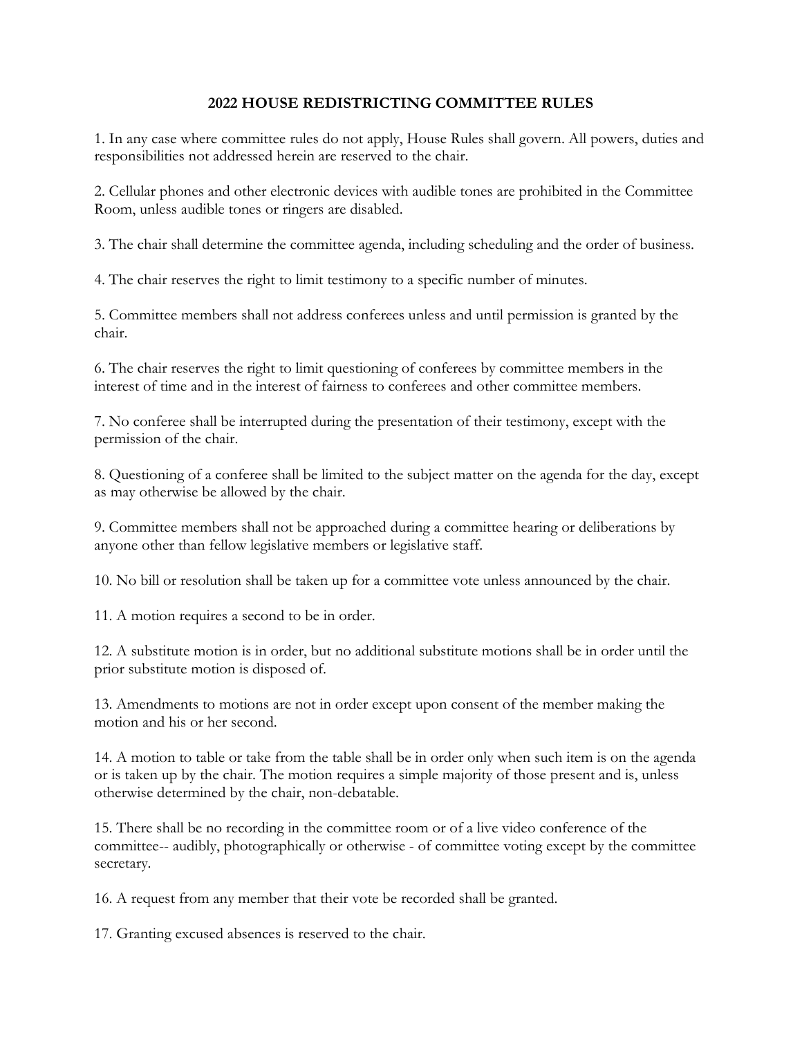# 2022 HOUSE REDISTRICTING COMMITTEE RULES

1. In any case where committee rules do not apply, House Rules shall govern. All powers, duties and responsibilities not addressed herein are reserved to the chair.

2. Cellular phones and other electronic devices with audible tones are prohibited in the Committee Room, unless audible tones or ringers are disabled.

3. The chair shall determine the committee agenda, including scheduling and the order of business.

4. The chair reserves the right to limit testimony to a specific number of minutes.

5. Committee members shall not address conferees unless and until permission is granted by the chair.

6. The chair reserves the right to limit questioning of conferees by committee members in the interest of time and in the interest of fairness to conferees and other committee members.

7. No conferee shall be interrupted during the presentation of their testimony, except with the permission of the chair.

8. Questioning of a conferee shall be limited to the subject matter on the agenda for the day, except as may otherwise be allowed by the chair.

9. Committee members shall not be approached during a committee hearing or deliberations by anyone other than fellow legislative members or legislative staff.

10. No bill or resolution shall be taken up for a committee vote unless announced by the chair.

11. A motion requires a second to be in order.

12. A substitute motion is in order, but no additional substitute motions shall be in order until the prior substitute motion is disposed of.

13. Amendments to motions are not in order except upon consent of the member making the motion and his or her second.

14. A motion to table or take from the table shall be in order only when such item is on the agenda or is taken up by the chair. The motion requires a simple majority of those present and is, unless otherwise determined by the chair, non-debatable.

15. There shall be no recording in the committee room or of a live video conference of the committee-- audibly, photographically or otherwise - of committee voting except by the committee secretary.

16. A request from any member that their vote be recorded shall be granted.

17. Granting excused absences is reserved to the chair.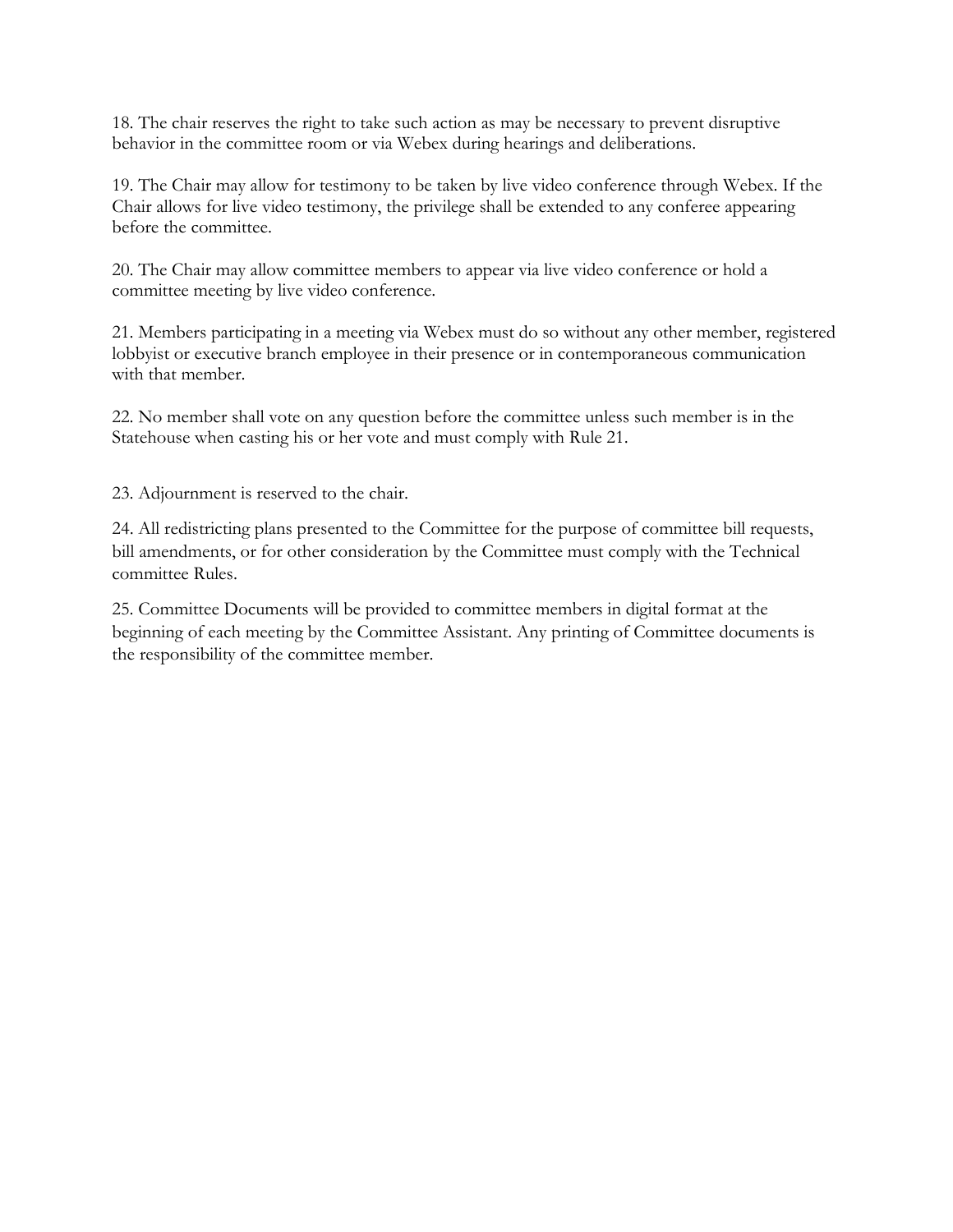18. The chair reserves the right to take such action as may be necessary to prevent disruptive behavior in the committee room or via Webex during hearings and deliberations.

19. The Chair may allow for testimony to be taken by live video conference through Webex. If the Chair allows for live video testimony, the privilege shall be extended to any conferee appearing before the committee.

20. The Chair may allow committee members to appear via live video conference or hold a committee meeting by live video conference.

21. Members participating in a meeting via Webex must do so without any other member, registered lobbyist or executive branch employee in their presence or in contemporaneous communication with that member.

22. No member shall vote on any question before the committee unless such member is in the Statehouse when casting his or her vote and must comply with Rule 21.

23. Adjournment is reserved to the chair.

24. All redistricting plans presented to the Committee for the purpose of committee bill requests, bill amendments, or for other consideration by the Committee must comply with the Technical committee Rules.

25. Committee Documents will be provided to committee members in digital format at the beginning of each meeting by the Committee Assistant. Any printing of Committee documents is the responsibility of the committee member.